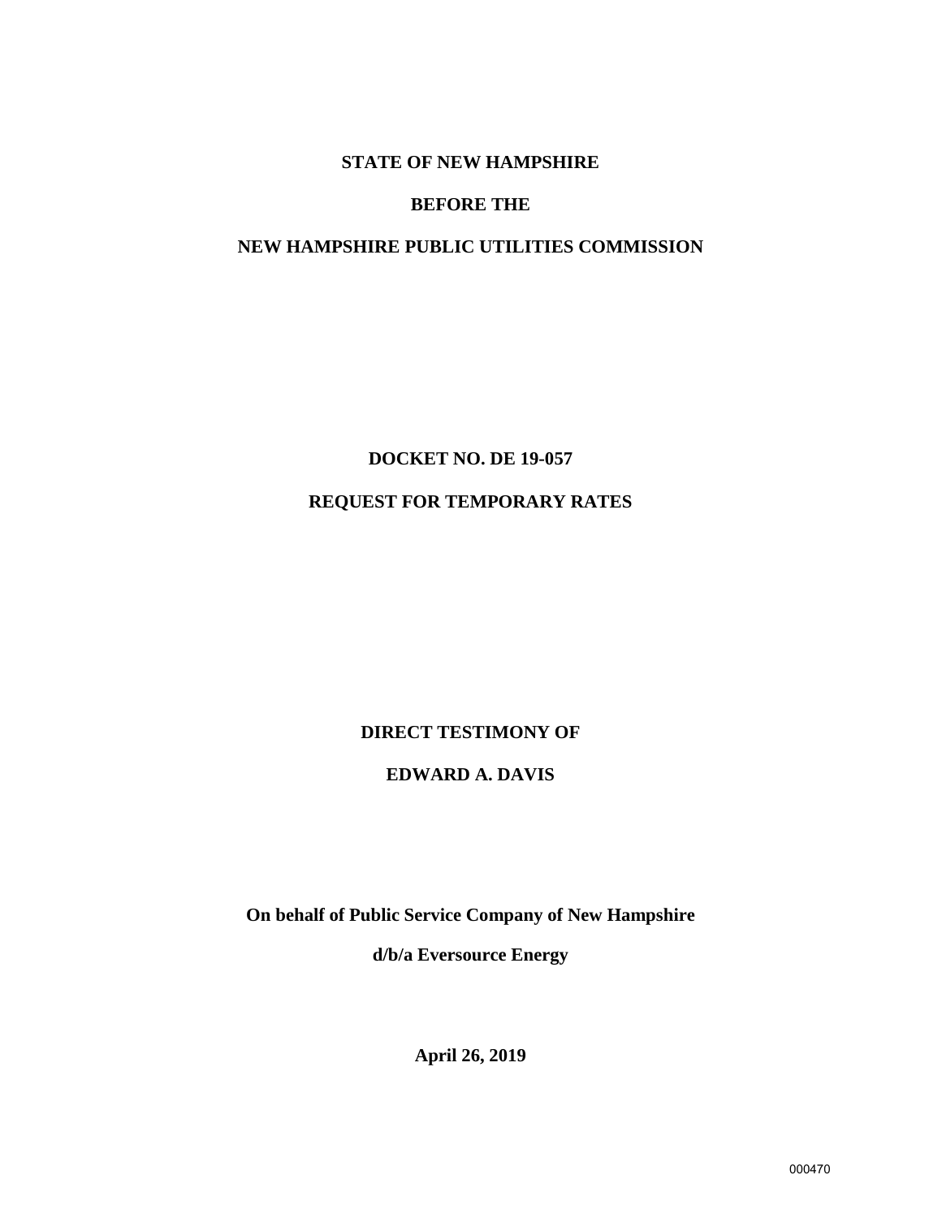**STATE OF NEW HAMPSHIRE**

**BEFORE THE**

**NEW HAMPSHIRE PUBLIC UTILITIES COMMISSION**

**DOCKET NO. DE 19-057**

**REQUEST FOR TEMPORARY RATES**

**DIRECT TESTIMONY OF**

**EDWARD A. DAVIS**

**On behalf of Public Service Company of New Hampshire**

**d/b/a Eversource Energy**

**April 26, 2019**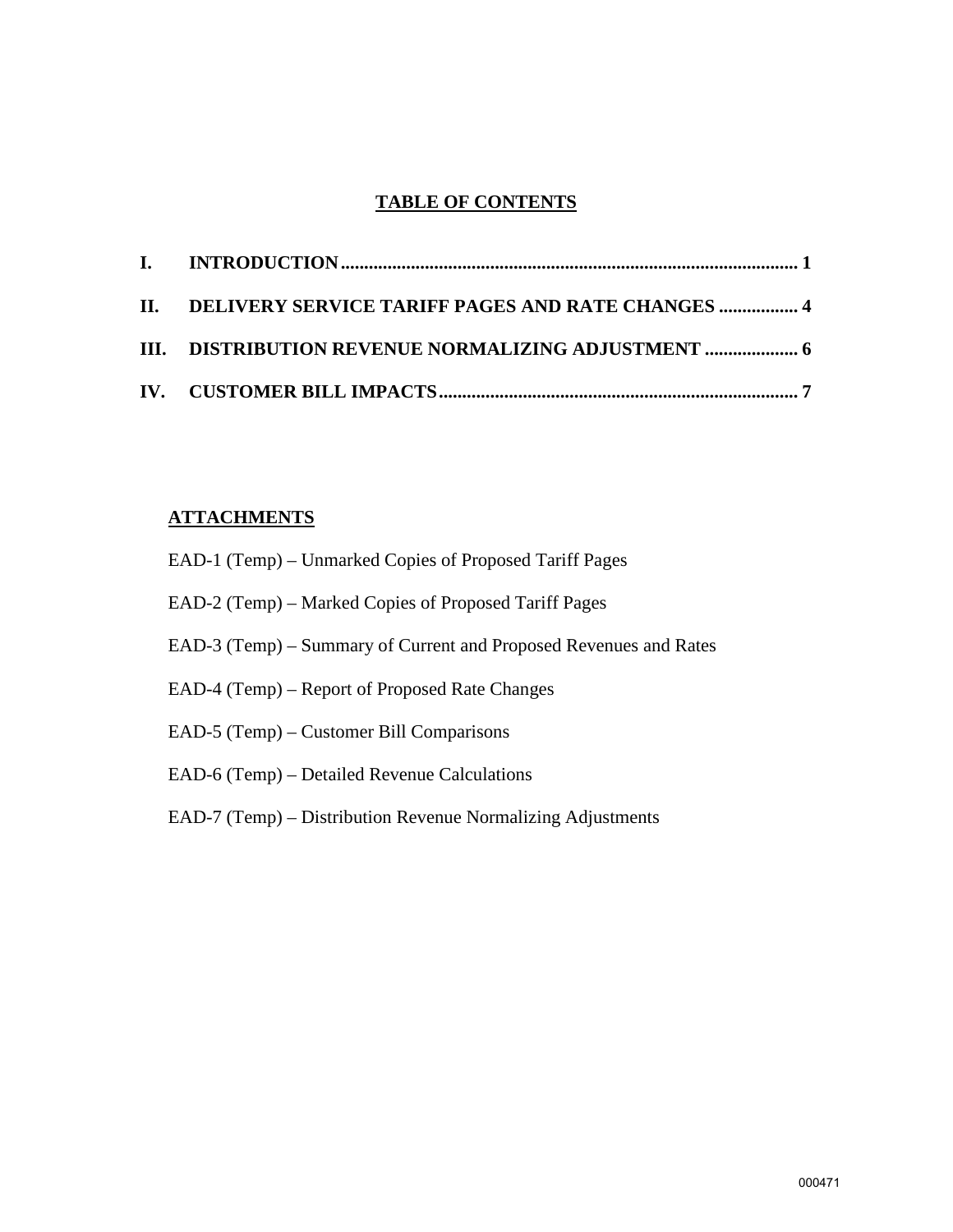## TABLE OF CONTENTS

| | | |
|---|---|---|
| **I.** | **INTRODUCTION** | **1** |
| **II.** | **DELIVERY SERVICE TARIFF PAGES AND RATE CHANGES** | **4** |
| **III.** | **DISTRIBUTION REVENUE NORMALIZING ADJUSTMENT** | **6** |
| **IV.** | **CUSTOMER BILL IMPACTS** | **7** |

### ATTACHMENTS

EAD-1 (Temp) – Unmarked Copies of Proposed Tariff Pages

EAD-2 (Temp) – Marked Copies of Proposed Tariff Pages

EAD-3 (Temp) – Summary of Current and Proposed Revenues and Rates

EAD-4 (Temp) – Report of Proposed Rate Changes

EAD-5 (Temp) – Customer Bill Comparisons

EAD-6 (Temp) – Detailed Revenue Calculations

EAD-7 (Temp) – Distribution Revenue Normalizing Adjustments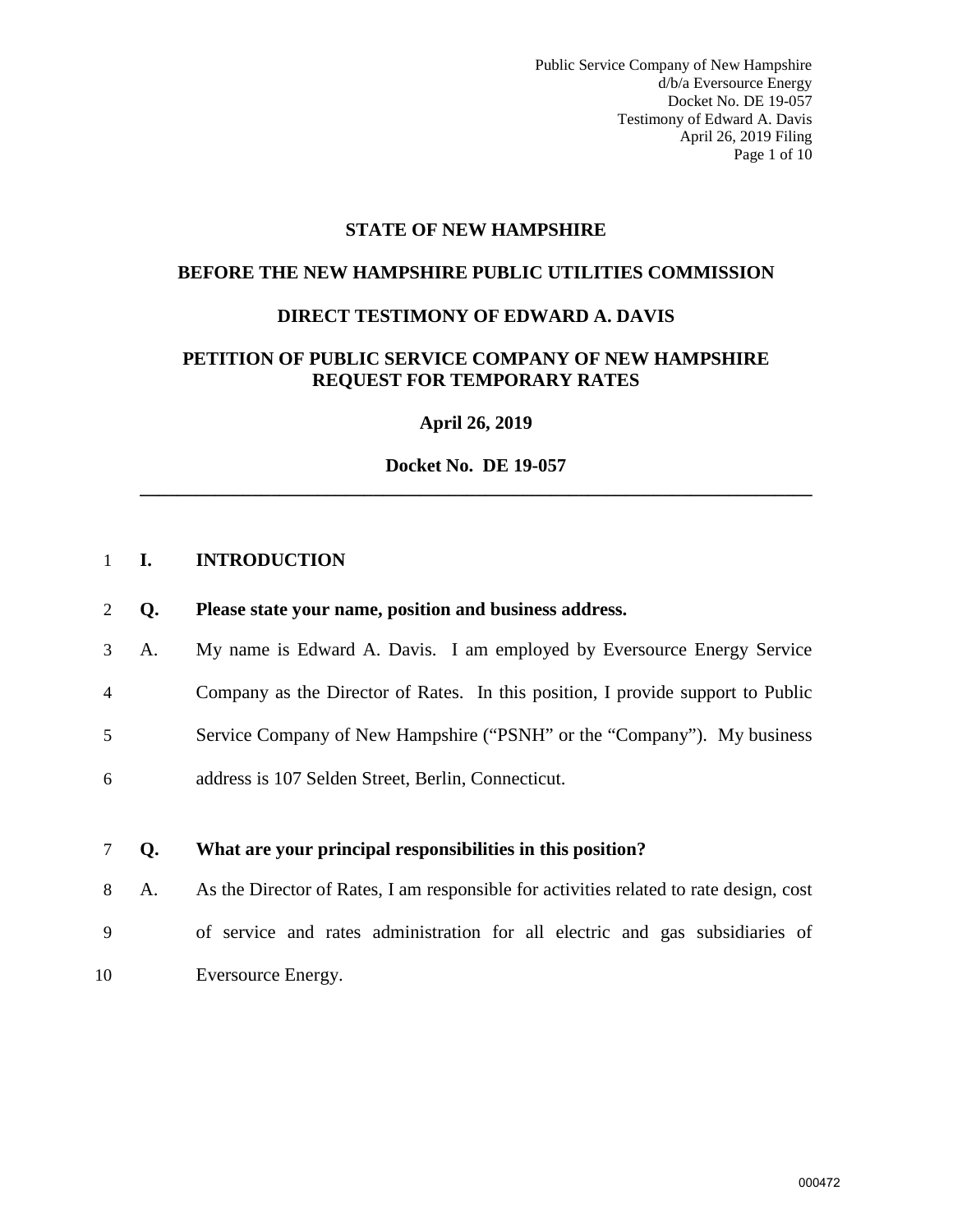**STATE OF NEW HAMPSHIRE**

**BEFORE THE NEW HAMPSHIRE PUBLIC UTILITIES COMMISSION**

**DIRECT TESTIMONY OF EDWARD A. DAVIS**

**PETITION OF PUBLIC SERVICE COMPANY OF NEW HAMPSHIRE REQUEST FOR TEMPORARY RATES**

**April 26, 2019**

**Docket No. DE 19-057**

---

## I. INTRODUCTION

**Q. Please state your name, position and business address.**

A. My name is Edward A. Davis. I am employed by Eversource Energy Service Company as the Director of Rates. In this position, I provide support to Public Service Company of New Hampshire ("PSNH" or the "Company"). My business address is 107 Selden Street, Berlin, Connecticut.

**Q. What are your principal responsibilities in this position?**

A. As the Director of Rates, I am responsible for activities related to rate design, cost of service and rates administration for all electric and gas subsidiaries of Eversource Energy.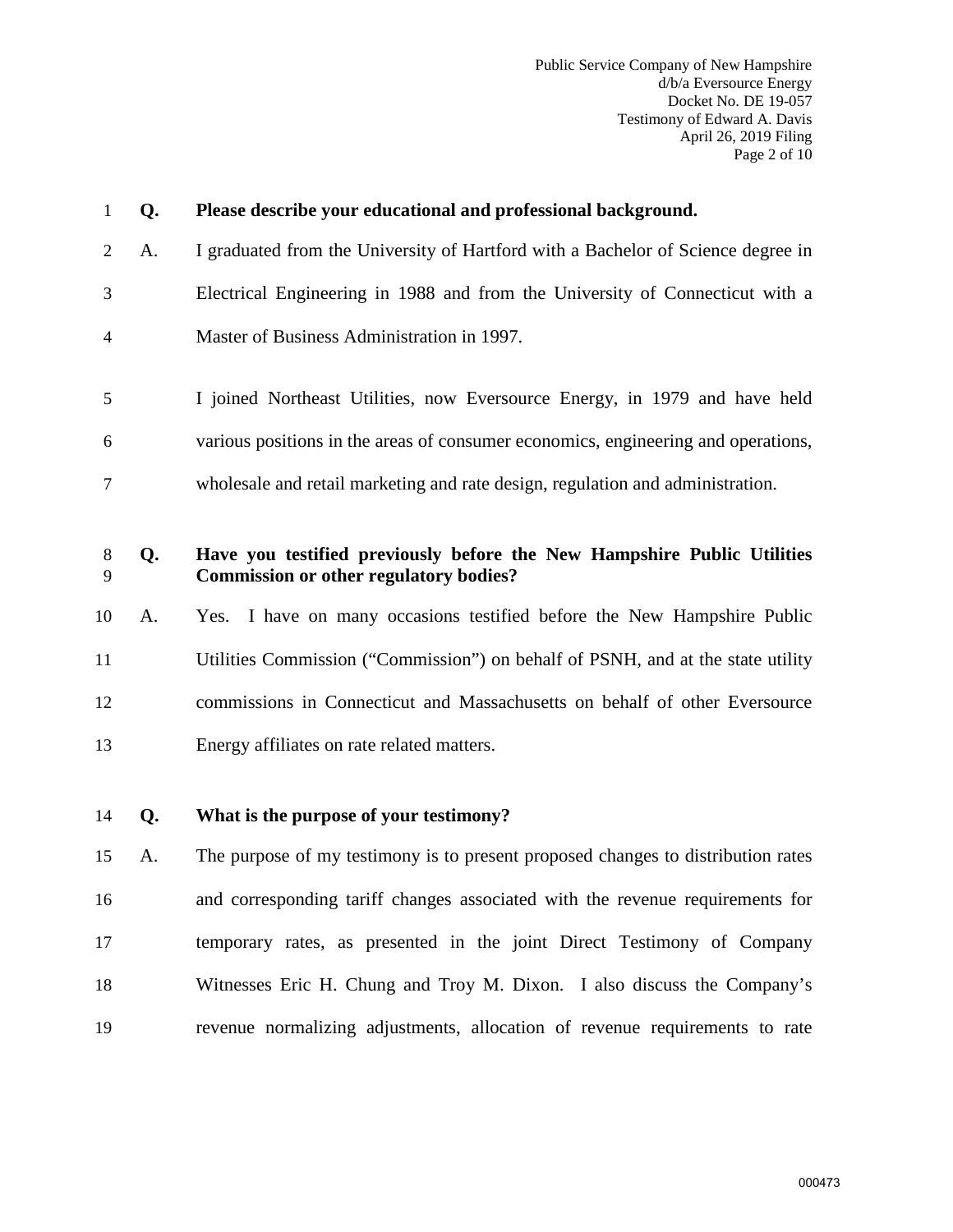**Q. Please describe your educational and professional background.**

A. I graduated from the University of Hartford with a Bachelor of Science degree in Electrical Engineering in 1988 and from the University of Connecticut with a Master of Business Administration in 1997.

I joined Northeast Utilities, now Eversource Energy, in 1979 and have held various positions in the areas of consumer economics, engineering and operations, wholesale and retail marketing and rate design, regulation and administration.

**Q. Have you testified previously before the New Hampshire Public Utilities Commission or other regulatory bodies?**

A. Yes. I have on many occasions testified before the New Hampshire Public Utilities Commission ("Commission") on behalf of PSNH, and at the state utility commissions in Connecticut and Massachusetts on behalf of other Eversource Energy affiliates on rate related matters.

**Q. What is the purpose of your testimony?**

A. The purpose of my testimony is to present proposed changes to distribution rates and corresponding tariff changes associated with the revenue requirements for temporary rates, as presented in the joint Direct Testimony of Company Witnesses Eric H. Chung and Troy M. Dixon. I also discuss the Company's revenue normalizing adjustments, allocation of revenue requirements to rate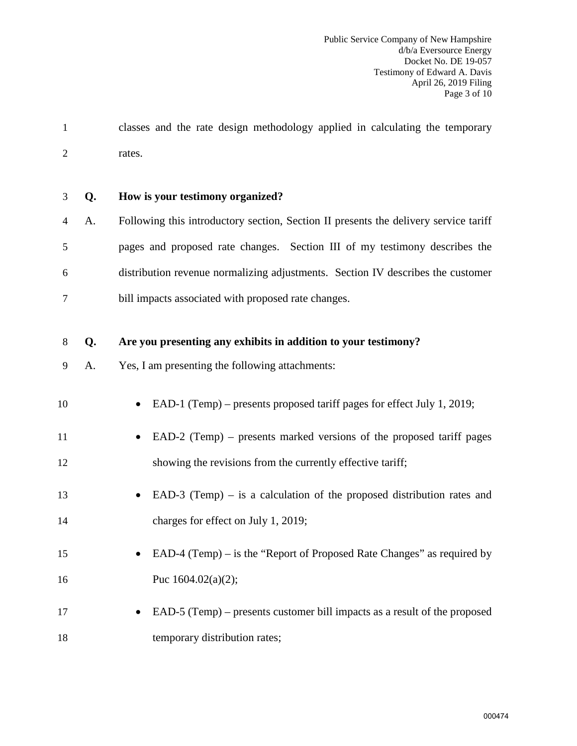classes and the rate design methodology applied in calculating the temporary rates.

**Q. How is your testimony organized?**

A. Following this introductory section, Section II presents the delivery service tariff pages and proposed rate changes. Section III of my testimony describes the distribution revenue normalizing adjustments. Section IV describes the customer bill impacts associated with proposed rate changes.

**Q. Are you presenting any exhibits in addition to your testimony?**

A. Yes, I am presenting the following attachments:

- EAD-1 (Temp) – presents proposed tariff pages for effect July 1, 2019;
- EAD-2 (Temp) – presents marked versions of the proposed tariff pages showing the revisions from the currently effective tariff;
- EAD-3 (Temp) – is a calculation of the proposed distribution rates and charges for effect on July 1, 2019;
- EAD-4 (Temp) – is the "Report of Proposed Rate Changes" as required by Puc 1604.02(a)(2);
- EAD-5 (Temp) – presents customer bill impacts as a result of the proposed temporary distribution rates;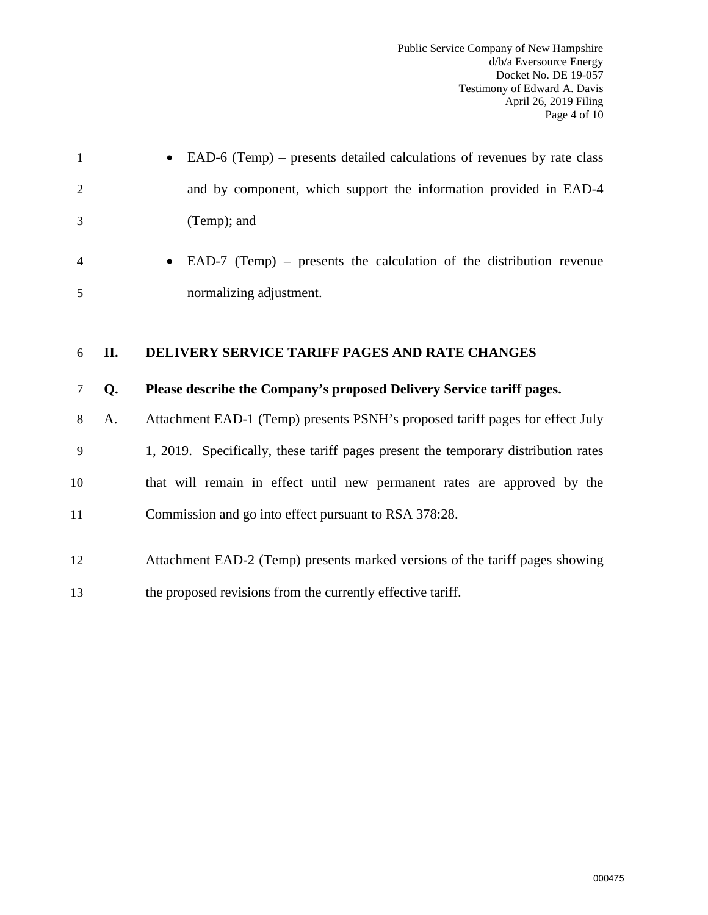- EAD-6 (Temp) – presents detailed calculations of revenues by rate class and by component, which support the information provided in EAD-4 (Temp); and
- EAD-7 (Temp) – presents the calculation of the distribution revenue normalizing adjustment.

## II. DELIVERY SERVICE TARIFF PAGES AND RATE CHANGES

**Q. Please describe the Company's proposed Delivery Service tariff pages.**

A. Attachment EAD-1 (Temp) presents PSNH's proposed tariff pages for effect July 1, 2019. Specifically, these tariff pages present the temporary distribution rates that will remain in effect until new permanent rates are approved by the Commission and go into effect pursuant to RSA 378:28.

Attachment EAD-2 (Temp) presents marked versions of the tariff pages showing the proposed revisions from the currently effective tariff.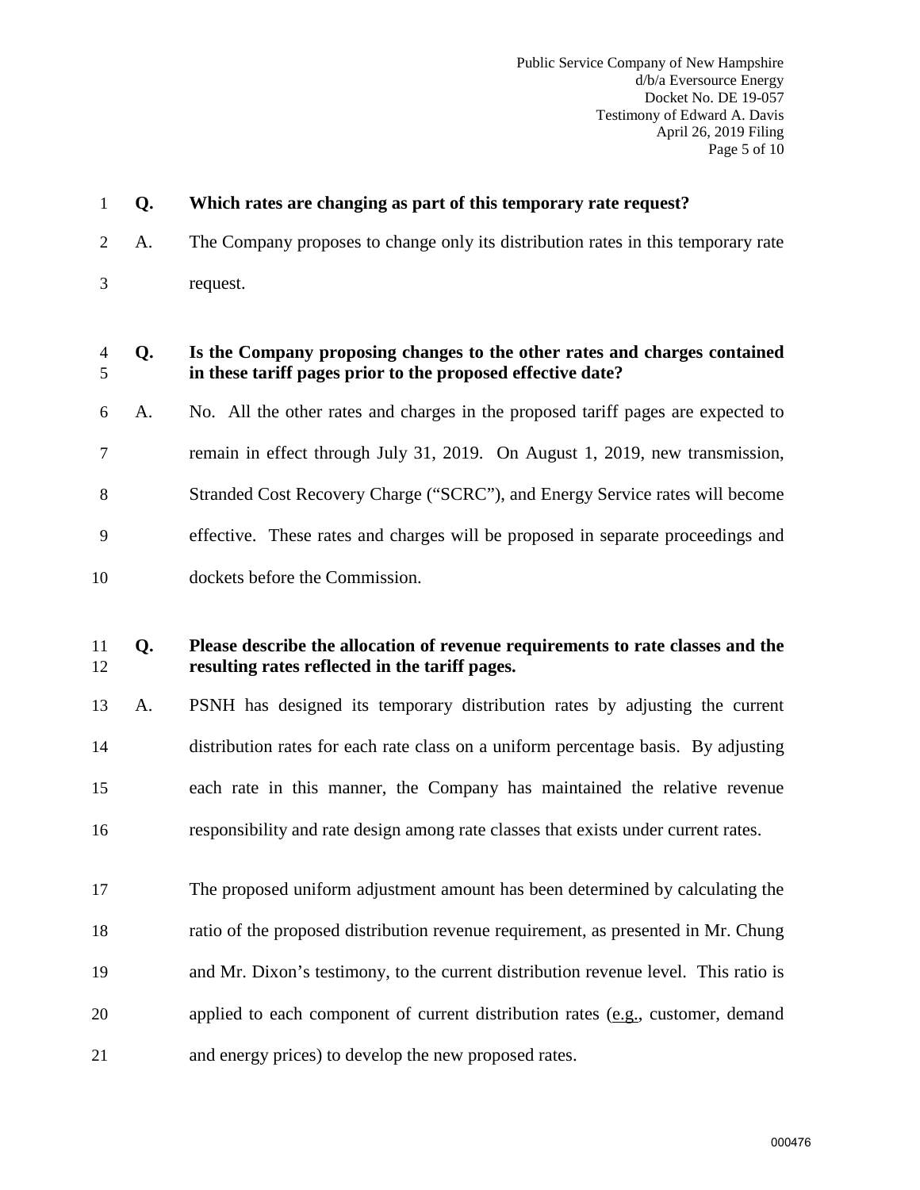**Q. Which rates are changing as part of this temporary rate request?**

A. The Company proposes to change only its distribution rates in this temporary rate request.

**Q. Is the Company proposing changes to the other rates and charges contained in these tariff pages prior to the proposed effective date?**

A. No. All the other rates and charges in the proposed tariff pages are expected to remain in effect through July 31, 2019. On August 1, 2019, new transmission, Stranded Cost Recovery Charge ("SCRC"), and Energy Service rates will become effective. These rates and charges will be proposed in separate proceedings and dockets before the Commission.

**Q. Please describe the allocation of revenue requirements to rate classes and the resulting rates reflected in the tariff pages.**

A. PSNH has designed its temporary distribution rates by adjusting the current distribution rates for each rate class on a uniform percentage basis. By adjusting each rate in this manner, the Company has maintained the relative revenue responsibility and rate design among rate classes that exists under current rates.

The proposed uniform adjustment amount has been determined by calculating the ratio of the proposed distribution revenue requirement, as presented in Mr. Chung and Mr. Dixon's testimony, to the current distribution revenue level. This ratio is applied to each component of current distribution rates (e.g., customer, demand and energy prices) to develop the new proposed rates.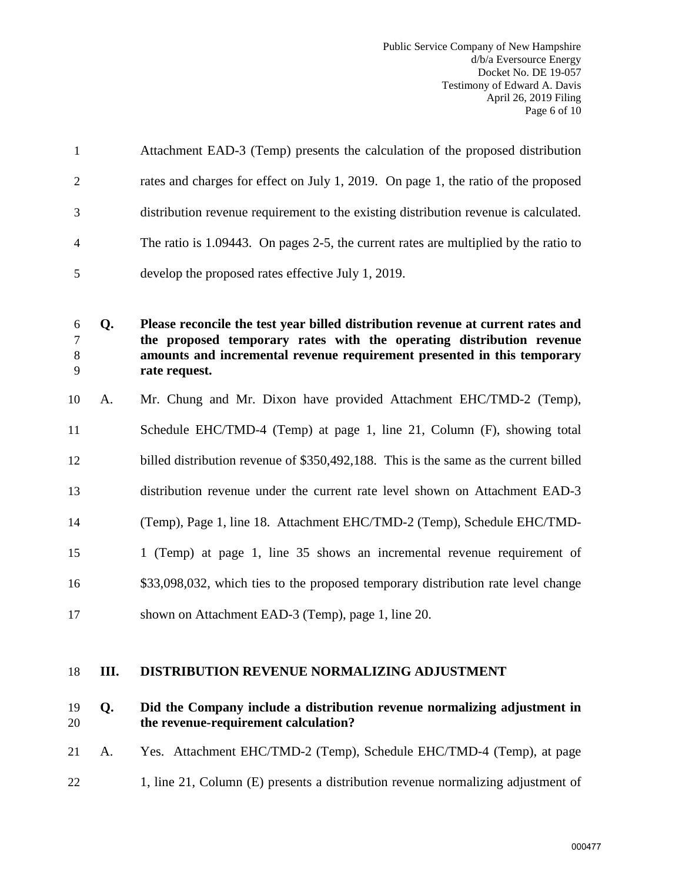Attachment EAD-3 (Temp) presents the calculation of the proposed distribution rates and charges for effect on July 1, 2019. On page 1, the ratio of the proposed distribution revenue requirement to the existing distribution revenue is calculated. The ratio is 1.09443. On pages 2-5, the current rates are multiplied by the ratio to develop the proposed rates effective July 1, 2019.

**Q. Please reconcile the test year billed distribution revenue at current rates and the proposed temporary rates with the operating distribution revenue amounts and incremental revenue requirement presented in this temporary rate request.**

A. Mr. Chung and Mr. Dixon have provided Attachment EHC/TMD-2 (Temp), Schedule EHC/TMD-4 (Temp) at page 1, line 21, Column (F), showing total billed distribution revenue of $350,492,188. This is the same as the current billed distribution revenue under the current rate level shown on Attachment EAD-3 (Temp), Page 1, line 18. Attachment EHC/TMD-2 (Temp), Schedule EHC/TMD-1 (Temp) at page 1, line 35 shows an incremental revenue requirement of $33,098,032, which ties to the proposed temporary distribution rate level change shown on Attachment EAD-3 (Temp), page 1, line 20.

## III. DISTRIBUTION REVENUE NORMALIZING ADJUSTMENT

**Q. Did the Company include a distribution revenue normalizing adjustment in the revenue-requirement calculation?**

A. Yes. Attachment EHC/TMD-2 (Temp), Schedule EHC/TMD-4 (Temp), at page 1, line 21, Column (E) presents a distribution revenue normalizing adjustment of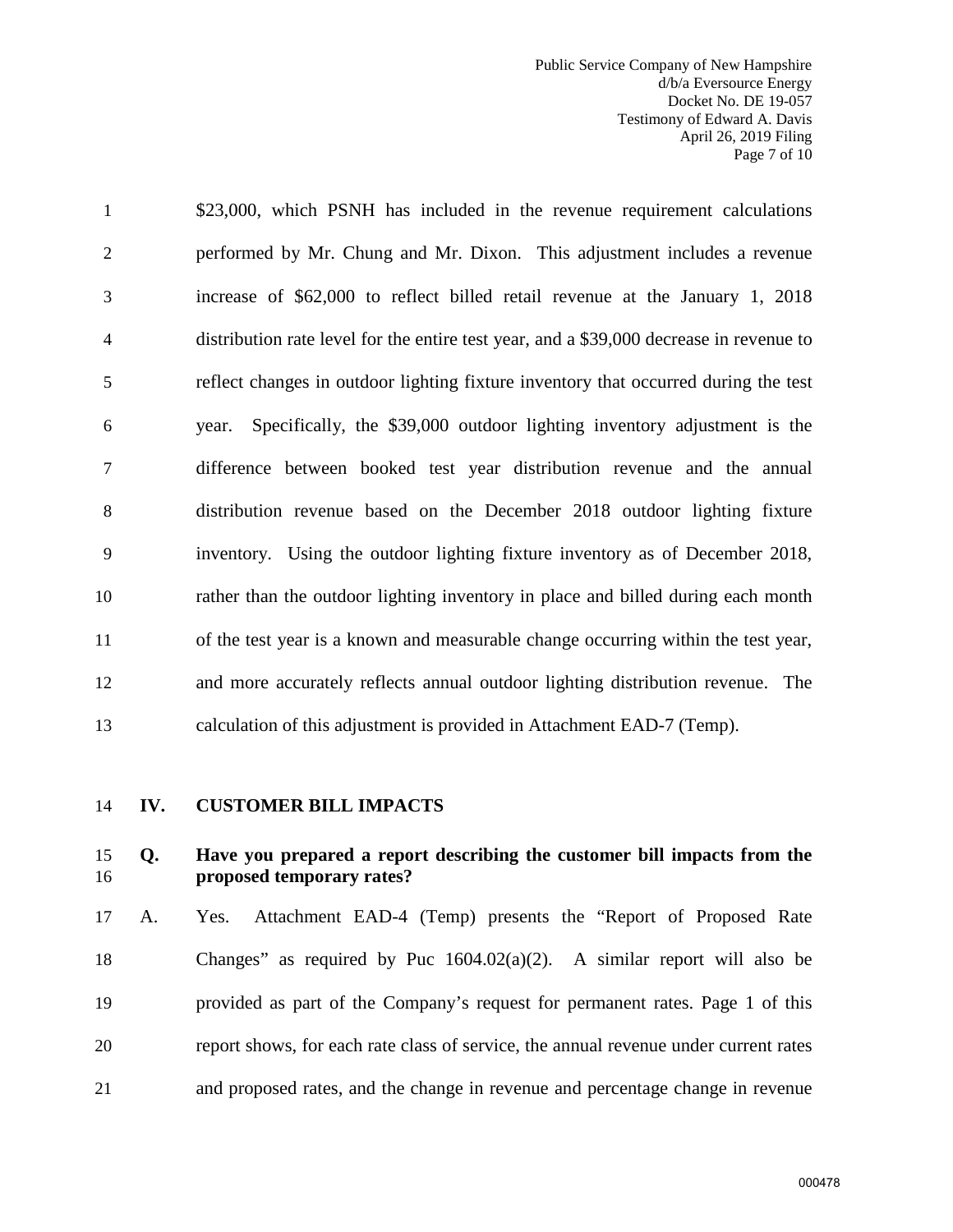$23,000, which PSNH has included in the revenue requirement calculations performed by Mr. Chung and Mr. Dixon. This adjustment includes a revenue increase of $62,000 to reflect billed retail revenue at the January 1, 2018 distribution rate level for the entire test year, and a $39,000 decrease in revenue to reflect changes in outdoor lighting fixture inventory that occurred during the test year. Specifically, the $39,000 outdoor lighting inventory adjustment is the difference between booked test year distribution revenue and the annual distribution revenue based on the December 2018 outdoor lighting fixture inventory. Using the outdoor lighting fixture inventory as of December 2018, rather than the outdoor lighting inventory in place and billed during each month of the test year is a known and measurable change occurring within the test year, and more accurately reflects annual outdoor lighting distribution revenue. The calculation of this adjustment is provided in Attachment EAD-7 (Temp).

## IV. CUSTOMER BILL IMPACTS

**Q. Have you prepared a report describing the customer bill impacts from the proposed temporary rates?**

A. Yes. Attachment EAD-4 (Temp) presents the "Report of Proposed Rate Changes" as required by Puc 1604.02(a)(2). A similar report will also be provided as part of the Company's request for permanent rates. Page 1 of this report shows, for each rate class of service, the annual revenue under current rates and proposed rates, and the change in revenue and percentage change in revenue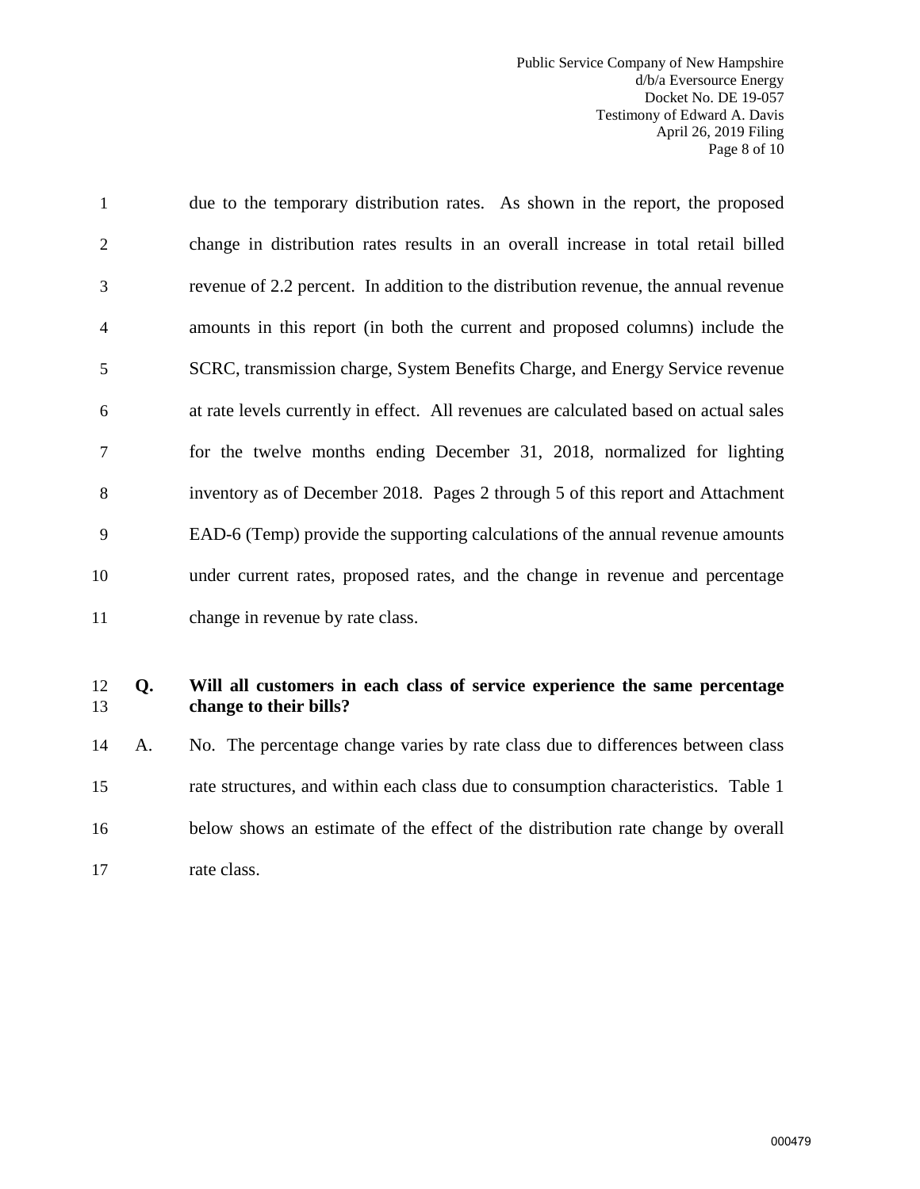due to the temporary distribution rates. As shown in the report, the proposed change in distribution rates results in an overall increase in total retail billed revenue of 2.2 percent. In addition to the distribution revenue, the annual revenue amounts in this report (in both the current and proposed columns) include the SCRC, transmission charge, System Benefits Charge, and Energy Service revenue at rate levels currently in effect. All revenues are calculated based on actual sales for the twelve months ending December 31, 2018, normalized for lighting inventory as of December 2018. Pages 2 through 5 of this report and Attachment EAD-6 (Temp) provide the supporting calculations of the annual revenue amounts under current rates, proposed rates, and the change in revenue and percentage change in revenue by rate class.

**Q. Will all customers in each class of service experience the same percentage change to their bills?**

A. No. The percentage change varies by rate class due to differences between class rate structures, and within each class due to consumption characteristics. Table 1 below shows an estimate of the effect of the distribution rate change by overall rate class.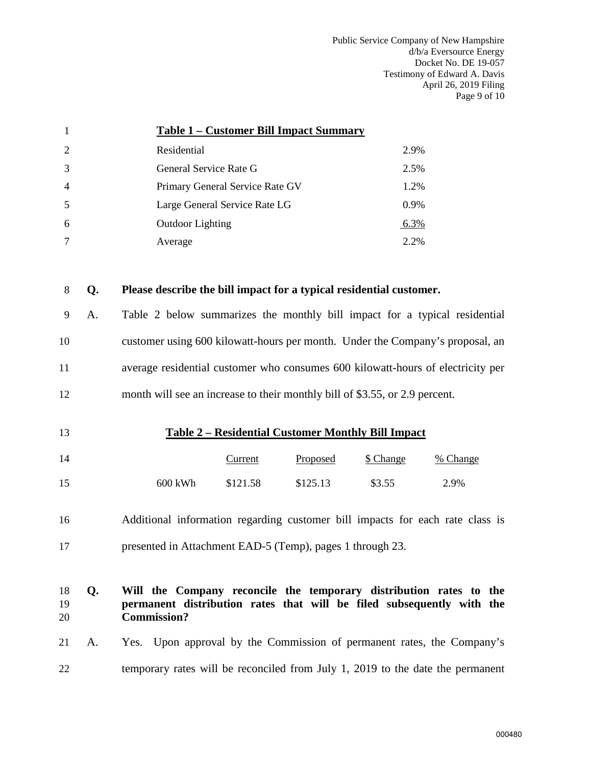**Table 1 – Customer Bill Impact Summary**

| | |
|---|---|
| Residential | 2.9% |
| General Service Rate G | 2.5% |
| Primary General Service Rate GV | 1.2% |
| Large General Service Rate LG | 0.9% |
| Outdoor Lighting | 6.3% |
| Average | 2.2% |

**Q. Please describe the bill impact for a typical residential customer.**

A. Table 2 below summarizes the monthly bill impact for a typical residential customer using 600 kilowatt-hours per month. Under the Company's proposal, an average residential customer who consumes 600 kilowatt-hours of electricity per month will see an increase to their monthly bill of $3.55, or 2.9 percent.

**Table 2 – Residential Customer Monthly Bill Impact**

| | Current | Proposed | $ Change | % Change |
|---|---|---|---|---|
| 600 kWh | $121.58 | $125.13 | $3.55 | 2.9% |

Additional information regarding customer bill impacts for each rate class is presented in Attachment EAD-5 (Temp), pages 1 through 23.

**Q. Will the Company reconcile the temporary distribution rates to the permanent distribution rates that will be filed subsequently with the Commission?**

A. Yes. Upon approval by the Commission of permanent rates, the Company's temporary rates will be reconciled from July 1, 2019 to the date the permanent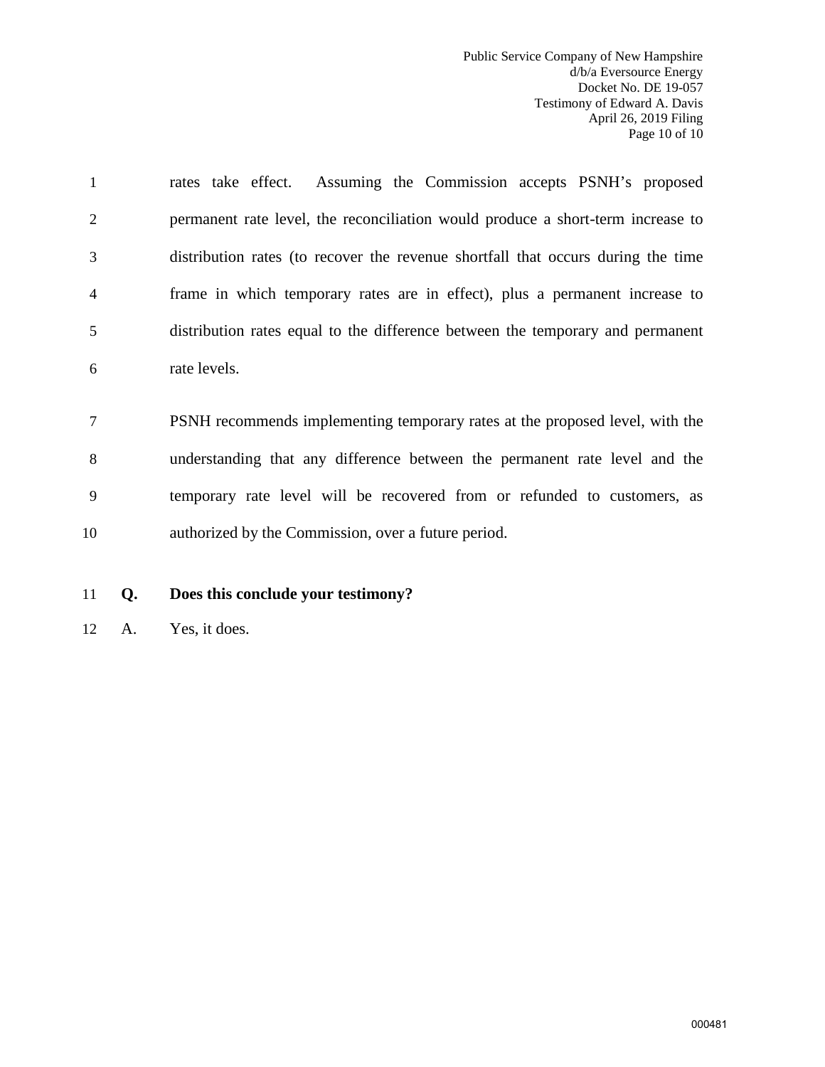rates take effect. Assuming the Commission accepts PSNH's proposed permanent rate level, the reconciliation would produce a short-term increase to distribution rates (to recover the revenue shortfall that occurs during the time frame in which temporary rates are in effect), plus a permanent increase to distribution rates equal to the difference between the temporary and permanent rate levels.

PSNH recommends implementing temporary rates at the proposed level, with the understanding that any difference between the permanent rate level and the temporary rate level will be recovered from or refunded to customers, as authorized by the Commission, over a future period.

**Q. Does this conclude your testimony?**

A. Yes, it does.